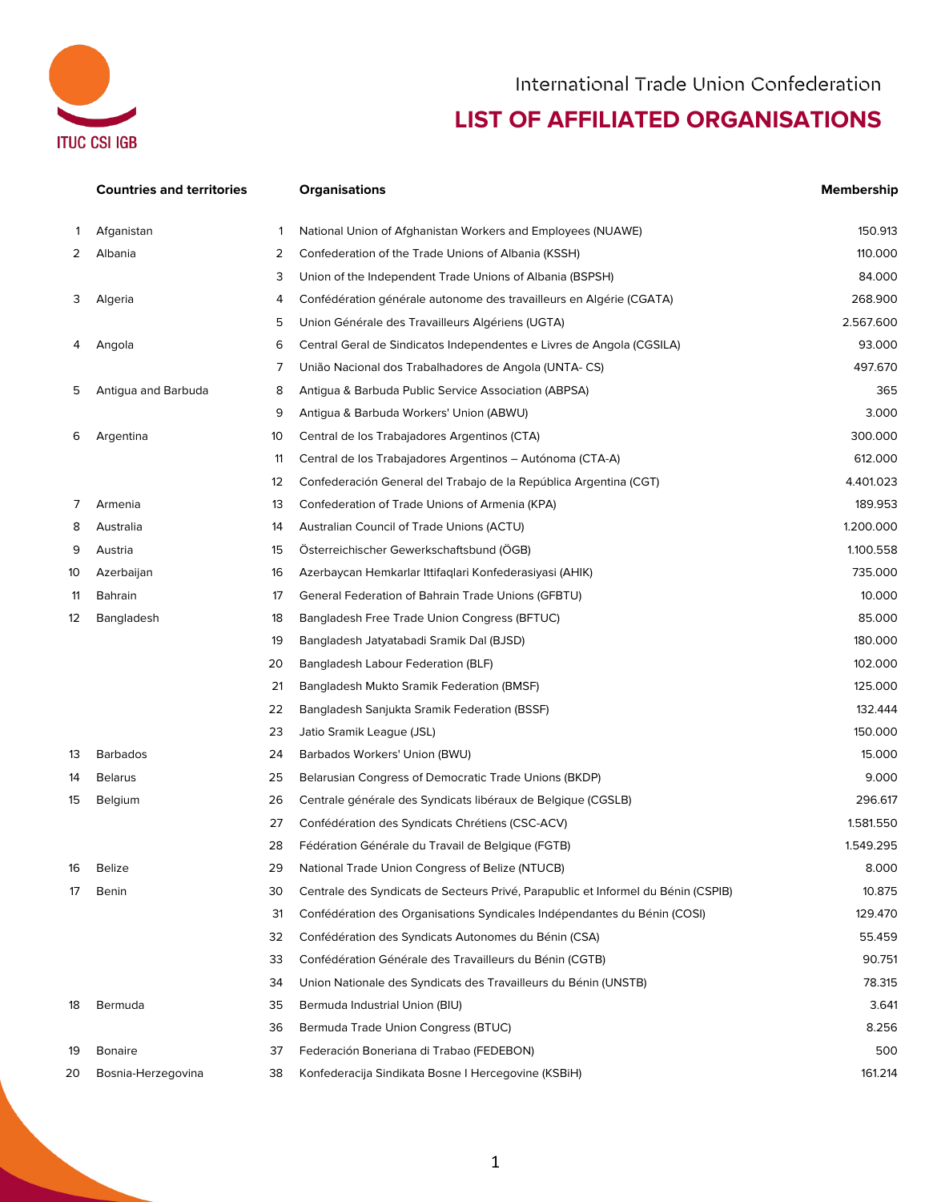International Trade Union Confederation

# LIST OF AFFILIATED ORGANISATIONS

| | Countries and territories | | Organisations | Membership |
|---|---|---|---|---|
| 1 | Afganistan | 1 | National Union of Afghanistan Workers and Employees (NUAWE) | 150.913 |
| 2 | Albania | 2 | Confederation of the Trade Unions of Albania (KSSH) | 110.000 |
| | | 3 | Union of the Independent Trade Unions of Albania (BSPSH) | 84.000 |
| 3 | Algeria | 4 | Confédération générale autonome des travailleurs en Algérie (CGATA) | 268.900 |
| | | 5 | Union Générale des Travailleurs Algériens (UGTA) | 2.567.600 |
| 4 | Angola | 6 | Central Geral de Sindicatos Independentes e Livres de Angola (CGSILA) | 93.000 |
| | | 7 | União Nacional dos Trabalhadores de Angola (UNTA- CS) | 497.670 |
| 5 | Antigua and Barbuda | 8 | Antigua & Barbuda Public Service Association (ABPSA) | 365 |
| | | 9 | Antigua & Barbuda Workers' Union (ABWU) | 3.000 |
| 6 | Argentina | 10 | Central de los Trabajadores Argentinos (CTA) | 300.000 |
| | | 11 | Central de los Trabajadores Argentinos – Autónoma (CTA-A) | 612.000 |
| | | 12 | Confederación General del Trabajo de la República Argentina (CGT) | 4.401.023 |
| 7 | Armenia | 13 | Confederation of Trade Unions of Armenia (KPA) | 189.953 |
| 8 | Australia | 14 | Australian Council of Trade Unions (ACTU) | 1.200.000 |
| 9 | Austria | 15 | Österreichischer Gewerkschaftsbund (ÖGB) | 1.100.558 |
| 10 | Azerbaijan | 16 | Azerbaycan Hemkarlar Ittifaqlari Konfederasiyasi (AHIK) | 735.000 |
| 11 | Bahrain | 17 | General Federation of Bahrain Trade Unions (GFBTU) | 10.000 |
| 12 | Bangladesh | 18 | Bangladesh Free Trade Union Congress (BFTUC) | 85.000 |
| | | 19 | Bangladesh Jatyatabadi Sramik Dal (BJSD) | 180.000 |
| | | 20 | Bangladesh Labour Federation (BLF) | 102.000 |
| | | 21 | Bangladesh Mukto Sramik Federation (BMSF) | 125.000 |
| | | 22 | Bangladesh Sanjukta Sramik Federation (BSSF) | 132.444 |
| | | 23 | Jatio Sramik League (JSL) | 150.000 |
| 13 | Barbados | 24 | Barbados Workers' Union (BWU) | 15.000 |
| 14 | Belarus | 25 | Belarusian Congress of Democratic Trade Unions (BKDP) | 9.000 |
| 15 | Belgium | 26 | Centrale générale des Syndicats libéraux de Belgique (CGSLB) | 296.617 |
| | | 27 | Confédération des Syndicats Chrétiens (CSC-ACV) | 1.581.550 |
| | | 28 | Fédération Générale du Travail de Belgique (FGTB) | 1.549.295 |
| 16 | Belize | 29 | National Trade Union Congress of Belize (NTUCB) | 8.000 |
| 17 | Benin | 30 | Centrale des Syndicats de Secteurs Privé, Parapublic et Informel du Bénin (CSPIB) | 10.875 |
| | | 31 | Confédération des Organisations Syndicales Indépendantes du Bénin (COSI) | 129.470 |
| | | 32 | Confédération des Syndicats Autonomes du Bénin (CSA) | 55.459 |
| | | 33 | Confédération Générale des Travailleurs du Bénin (CGTB) | 90.751 |
| | | 34 | Union Nationale des Syndicats des Travailleurs du Bénin (UNSTB) | 78.315 |
| 18 | Bermuda | 35 | Bermuda Industrial Union (BIU) | 3.641 |
| | | 36 | Bermuda Trade Union Congress (BTUC) | 8.256 |
| 19 | Bonaire | 37 | Federación Boneriana di Trabao (FEDEBON) | 500 |
| 20 | Bosnia-Herzegovina | 38 | Konfederacija Sindikata Bosne I Hercegovine (KSBiH) | 161.214 |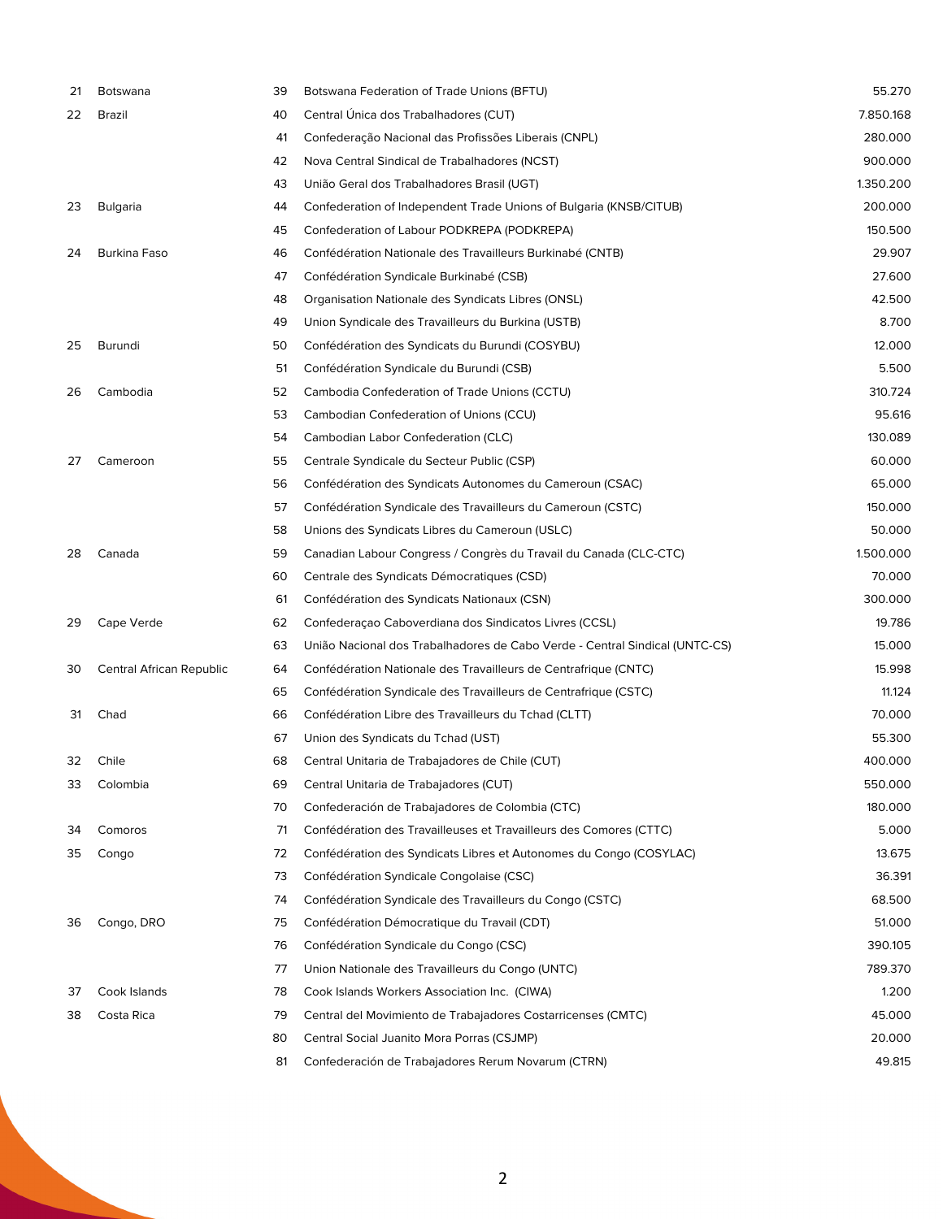| | | | | |
|---|---|---|---|---|
| 21 | Botswana | 39 | Botswana Federation of Trade Unions (BFTU) | 55.270 |
| 22 | Brazil | 40 | Central Única dos Trabalhadores (CUT) | 7.850.168 |
| | | 41 | Confederação Nacional das Profissões Liberais (CNPL) | 280.000 |
| | | 42 | Nova Central Sindical de Trabalhadores (NCST) | 900.000 |
| | | 43 | União Geral dos Trabalhadores Brasil (UGT) | 1.350.200 |
| 23 | Bulgaria | 44 | Confederation of Independent Trade Unions of Bulgaria (KNSB/CITUB) | 200.000 |
| | | 45 | Confederation of Labour PODKREPA (PODKREPA) | 150.500 |
| 24 | Burkina Faso | 46 | Confédération Nationale des Travailleurs Burkinabé (CNTB) | 29.907 |
| | | 47 | Confédération Syndicale Burkinabé (CSB) | 27.600 |
| | | 48 | Organisation Nationale des Syndicats Libres (ONSL) | 42.500 |
| | | 49 | Union Syndicale des Travailleurs du Burkina (USTB) | 8.700 |
| 25 | Burundi | 50 | Confédération des Syndicats du Burundi (COSYBU) | 12.000 |
| | | 51 | Confédération Syndicale du Burundi (CSB) | 5.500 |
| 26 | Cambodia | 52 | Cambodia Confederation of Trade Unions (CCTU) | 310.724 |
| | | 53 | Cambodian Confederation of Unions (CCU) | 95.616 |
| | | 54 | Cambodian Labor Confederation (CLC) | 130.089 |
| 27 | Cameroon | 55 | Centrale Syndicale du Secteur Public (CSP) | 60.000 |
| | | 56 | Confédération des Syndicats Autonomes du Cameroun (CSAC) | 65.000 |
| | | 57 | Confédération Syndicale des Travailleurs du Cameroun (CSTC) | 150.000 |
| | | 58 | Unions des Syndicats Libres du Cameroun (USLC) | 50.000 |
| 28 | Canada | 59 | Canadian Labour Congress / Congrès du Travail du Canada (CLC-CTC) | 1.500.000 |
| | | 60 | Centrale des Syndicats Démocratiques (CSD) | 70.000 |
| | | 61 | Confédération des Syndicats Nationaux (CSN) | 300.000 |
| 29 | Cape Verde | 62 | Confederaçao Caboverdiana dos Sindicatos Livres (CCSL) | 19.786 |
| | | 63 | União Nacional dos Trabalhadores de Cabo Verde - Central Sindical (UNTC-CS) | 15.000 |
| 30 | Central African Republic | 64 | Confédération Nationale des Travailleurs de Centrafrique (CNTC) | 15.998 |
| | | 65 | Confédération Syndicale des Travailleurs de Centrafrique (CSTC) | 11.124 |
| 31 | Chad | 66 | Confédération Libre des Travailleurs du Tchad (CLTT) | 70.000 |
| | | 67 | Union des Syndicats du Tchad (UST) | 55.300 |
| 32 | Chile | 68 | Central Unitaria de Trabajadores de Chile (CUT) | 400.000 |
| 33 | Colombia | 69 | Central Unitaria de Trabajadores (CUT) | 550.000 |
| | | 70 | Confederación de Trabajadores de Colombia (CTC) | 180.000 |
| 34 | Comoros | 71 | Confédération des Travailleuses et Travailleurs des Comores (CTTC) | 5.000 |
| 35 | Congo | 72 | Confédération des Syndicats Libres et Autonomes du Congo (COSYLAC) | 13.675 |
| | | 73 | Confédération Syndicale Congolaise (CSC) | 36.391 |
| | | 74 | Confédération Syndicale des Travailleurs du Congo (CSTC) | 68.500 |
| 36 | Congo, DRO | 75 | Confédération Démocratique du Travail (CDT) | 51.000 |
| | | 76 | Confédération Syndicale du Congo (CSC) | 390.105 |
| | | 77 | Union Nationale des Travailleurs du Congo (UNTC) | 789.370 |
| 37 | Cook Islands | 78 | Cook Islands Workers Association Inc. (CIWA) | 1.200 |
| 38 | Costa Rica | 79 | Central del Movimiento de Trabajadores Costarricenses (CMTC) | 45.000 |
| | | 80 | Central Social Juanito Mora Porras (CSJMP) | 20.000 |
| | | 81 | Confederación de Trabajadores Rerum Novarum (CTRN) | 49.815 |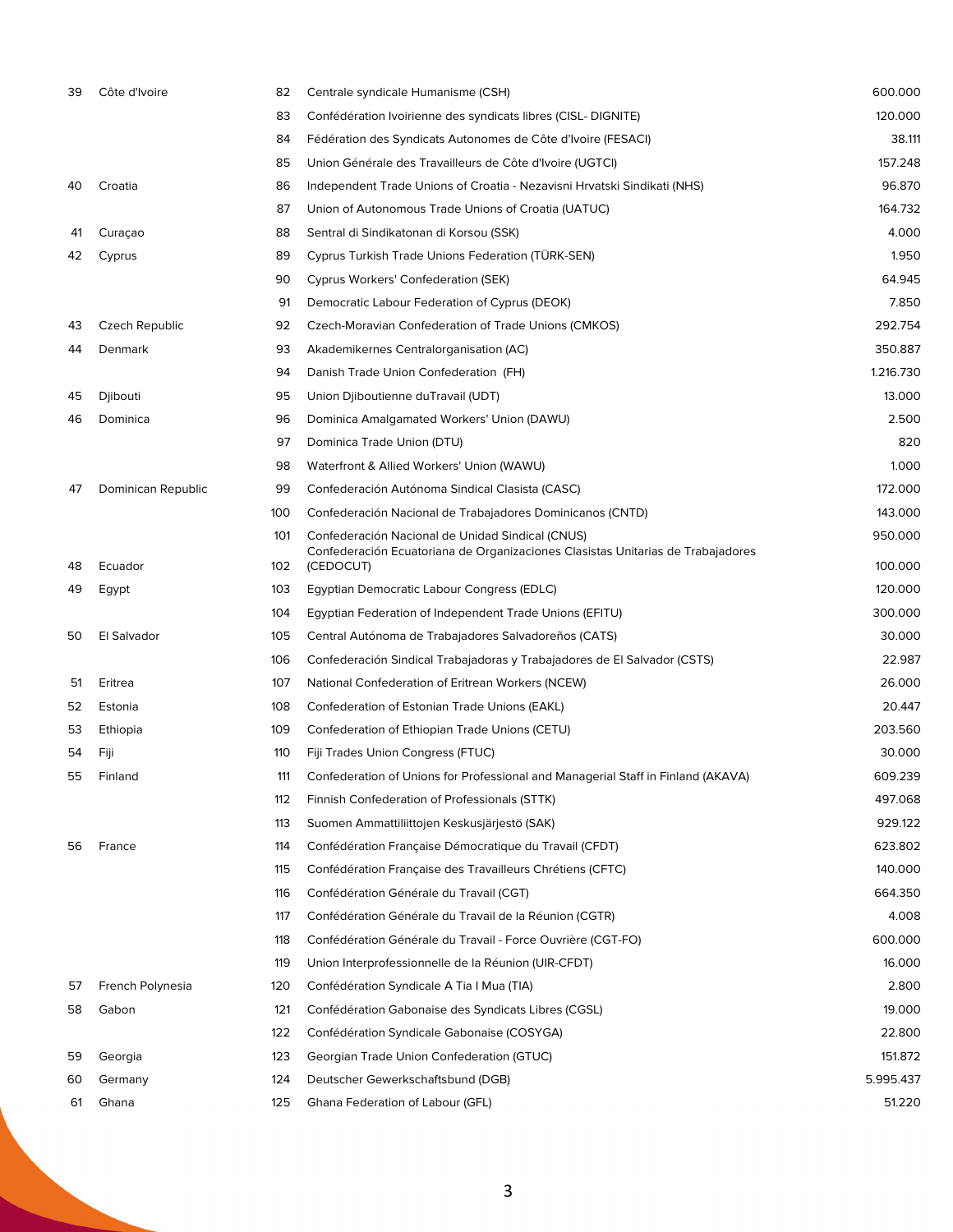| | | | | |
|---|---|---|---|---|
| 39 | Côte d'Ivoire | 82 | Centrale syndicale Humanisme (CSH) | 600.000 |
| | | 83 | Confédération Ivoirienne des syndicats libres (CISL- DIGNITE) | 120.000 |
| | | 84 | Fédération des Syndicats Autonomes de Côte d'Ivoire (FESACI) | 38.111 |
| | | 85 | Union Générale des Travailleurs de Côte d'Ivoire (UGTCI) | 157.248 |
| 40 | Croatia | 86 | Independent Trade Unions of Croatia - Nezavisni Hrvatski Sindikati (NHS) | 96.870 |
| | | 87 | Union of Autonomous Trade Unions of Croatia (UATUC) | 164.732 |
| 41 | Curaçao | 88 | Sentral di Sindikatonan di Korsou (SSK) | 4.000 |
| 42 | Cyprus | 89 | Cyprus Turkish Trade Unions Federation (TÜRK-SEN) | 1.950 |
| | | 90 | Cyprus Workers' Confederation (SEK) | 64.945 |
| | | 91 | Democratic Labour Federation of Cyprus (DEOK) | 7.850 |
| 43 | Czech Republic | 92 | Czech-Moravian Confederation of Trade Unions (CMKOS) | 292.754 |
| 44 | Denmark | 93 | Akademikernes Centralorganisation (AC) | 350.887 |
| | | 94 | Danish Trade Union Confederation (FH) | 1.216.730 |
| 45 | Djibouti | 95 | Union Djiboutienne duTravail (UDT) | 13.000 |
| 46 | Dominica | 96 | Dominica Amalgamated Workers' Union (DAWU) | 2.500 |
| | | 97 | Dominica Trade Union (DTU) | 820 |
| | | 98 | Waterfront & Allied Workers' Union (WAWU) | 1.000 |
| 47 | Dominican Republic | 99 | Confederación Autónoma Sindical Clasista (CASC) | 172.000 |
| | | 100 | Confederación Nacional de Trabajadores Dominicanos (CNTD) | 143.000 |
| | | 101 | Confederación Nacional de Unidad Sindical (CNUS) | 950.000 |
| 48 | Ecuador | 102 | Confederación Ecuatoriana de Organizaciones Clasistas Unitarias de Trabajadores (CEDOCUT) | 100.000 |
| 49 | Egypt | 103 | Egyptian Democratic Labour Congress (EDLC) | 120.000 |
| | | 104 | Egyptian Federation of Independent Trade Unions (EFITU) | 300.000 |
| 50 | El Salvador | 105 | Central Autónoma de Trabajadores Salvadoreños (CATS) | 30.000 |
| | | 106 | Confederación Sindical Trabajadoras y Trabajadores de El Salvador (CSTS) | 22.987 |
| 51 | Eritrea | 107 | National Confederation of Eritrean Workers (NCEW) | 26.000 |
| 52 | Estonia | 108 | Confederation of Estonian Trade Unions (EAKL) | 20.447 |
| 53 | Ethiopia | 109 | Confederation of Ethiopian Trade Unions (CETU) | 203.560 |
| 54 | Fiji | 110 | Fiji Trades Union Congress (FTUC) | 30.000 |
| 55 | Finland | 111 | Confederation of Unions for Professional and Managerial Staff in Finland (AKAVA) | 609.239 |
| | | 112 | Finnish Confederation of Professionals (STTK) | 497.068 |
| | | 113 | Suomen Ammattiliittojen Keskusjärjestö (SAK) | 929.122 |
| 56 | France | 114 | Confédération Française Démocratique du Travail (CFDT) | 623.802 |
| | | 115 | Confédération Française des Travailleurs Chrétiens (CFTC) | 140.000 |
| | | 116 | Confédération Générale du Travail (CGT) | 664.350 |
| | | 117 | Confédération Générale du Travail de la Réunion (CGTR) | 4.008 |
| | | 118 | Confédération Générale du Travail - Force Ouvrière (CGT-FO) | 600.000 |
| | | 119 | Union Interprofessionnelle de la Réunion (UIR-CFDT) | 16.000 |
| 57 | French Polynesia | 120 | Confédération Syndicale A Tia I Mua (TIA) | 2.800 |
| 58 | Gabon | 121 | Confédération Gabonaise des Syndicats Libres (CGSL) | 19.000 |
| | | 122 | Confédération Syndicale Gabonaise (COSYGA) | 22.800 |
| 59 | Georgia | 123 | Georgian Trade Union Confederation (GTUC) | 151.872 |
| 60 | Germany | 124 | Deutscher Gewerkschaftsbund (DGB) | 5.995.437 |
| 61 | Ghana | 125 | Ghana Federation of Labour (GFL) | 51.220 |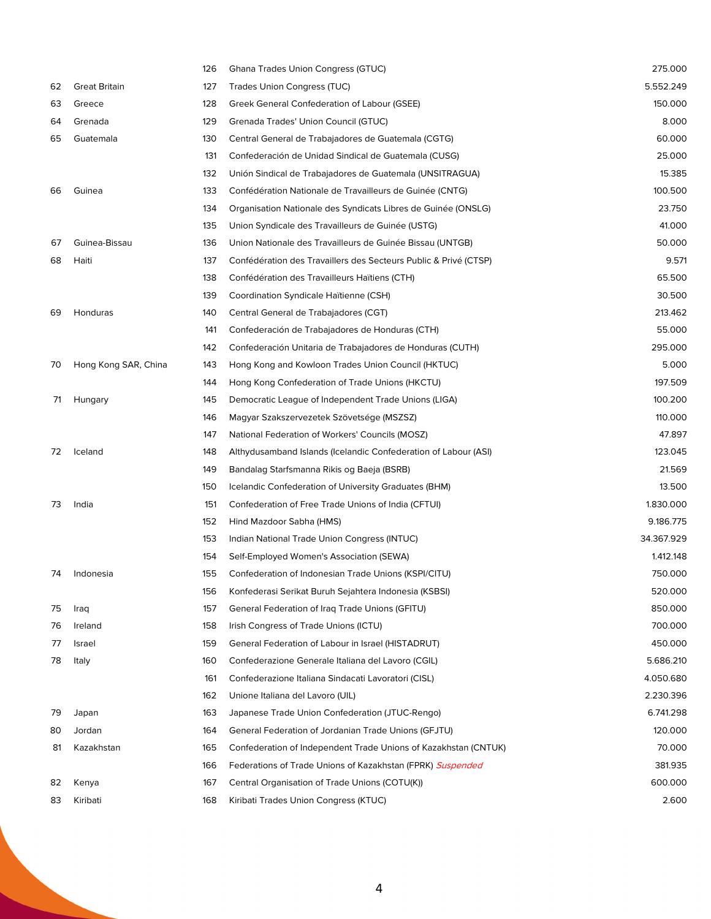| | | | | |
|---|---|---|---|---|
| | | 126 | Ghana Trades Union Congress (GTUC) | 275.000 |
| 62 | Great Britain | 127 | Trades Union Congress (TUC) | 5.552.249 |
| 63 | Greece | 128 | Greek General Confederation of Labour (GSEE) | 150.000 |
| 64 | Grenada | 129 | Grenada Trades' Union Council (GTUC) | 8.000 |
| 65 | Guatemala | 130 | Central General de Trabajadores de Guatemala (CGTG) | 60.000 |
| | | 131 | Confederación de Unidad Sindical de Guatemala (CUSG) | 25.000 |
| | | 132 | Unión Sindical de Trabajadores de Guatemala (UNSITRAGUA) | 15.385 |
| 66 | Guinea | 133 | Confédération Nationale de Travailleurs de Guinée (CNTG) | 100.500 |
| | | 134 | Organisation Nationale des Syndicats Libres de Guinée (ONSLG) | 23.750 |
| | | 135 | Union Syndicale des Travailleurs de Guinée (USTG) | 41.000 |
| 67 | Guinea-Bissau | 136 | Union Nationale des Travailleurs de Guinée Bissau (UNTGB) | 50.000 |
| 68 | Haiti | 137 | Confédération des Travailleurs des Secteurs Public & Privé (CTSP) | 9.571 |
| | | 138 | Confédération des Travailleurs Haïtiens (CTH) | 65.500 |
| | | 139 | Coordination Syndicale Haïtienne (CSH) | 30.500 |
| 69 | Honduras | 140 | Central General de Trabajadores (CGT) | 213.462 |
| | | 141 | Confederación de Trabajadores de Honduras (CTH) | 55.000 |
| | | 142 | Confederación Unitaria de Trabajadores de Honduras (CUTH) | 295.000 |
| 70 | Hong Kong SAR, China | 143 | Hong Kong and Kowloon Trades Union Council (HKTUC) | 5.000 |
| | | 144 | Hong Kong Confederation of Trade Unions (HKCTU) | 197.509 |
| 71 | Hungary | 145 | Democratic League of Independent Trade Unions (LIGA) | 100.200 |
| | | 146 | Magyar Szakszervezetek Szövetsége (MSZSZ) | 110.000 |
| | | 147 | National Federation of Workers' Councils (MOSZ) | 47.897 |
| 72 | Iceland | 148 | Althydusamband Islands (Icelandic Confederation of Labour (ASI) | 123.045 |
| | | 149 | Bandalag Starfsmanna Rikis og Baeja (BSRB) | 21.569 |
| | | 150 | Icelandic Confederation of University Graduates (BHM) | 13.500 |
| 73 | India | 151 | Confederation of Free Trade Unions of India (CFTUI) | 1.830.000 |
| | | 152 | Hind Mazdoor Sabha (HMS) | 9.186.775 |
| | | 153 | Indian National Trade Union Congress (INTUC) | 34.367.929 |
| | | 154 | Self-Employed Women's Association (SEWA) | 1.412.148 |
| 74 | Indonesia | 155 | Confederation of Indonesian Trade Unions (KSPI/CITU) | 750.000 |
| | | 156 | Konfederasi Serikat Buruh Sejahtera Indonesia (KSBSI) | 520.000 |
| 75 | Iraq | 157 | General Federation of Iraq Trade Unions (GFITU) | 850.000 |
| 76 | Ireland | 158 | Irish Congress of Trade Unions (ICTU) | 700.000 |
| 77 | Israel | 159 | General Federation of Labour in Israel (HISTADRUT) | 450.000 |
| 78 | Italy | 160 | Confederazione Generale Italiana del Lavoro (CGIL) | 5.686.210 |
| | | 161 | Confederazione Italiana Sindacati Lavoratori (CISL) | 4.050.680 |
| | | 162 | Unione Italiana del Lavoro (UIL) | 2.230.396 |
| 79 | Japan | 163 | Japanese Trade Union Confederation (JTUC-Rengo) | 6.741.298 |
| 80 | Jordan | 164 | General Federation of Jordanian Trade Unions (GFJTU) | 120.000 |
| 81 | Kazakhstan | 165 | Confederation of Independent Trade Unions of Kazakhstan (CNTUK) | 70.000 |
| | | 166 | Federations of Trade Unions of Kazakhstan (FPRK) *Suspended* | 381.935 |
| 82 | Kenya | 167 | Central Organisation of Trade Unions (COTU(K)) | 600.000 |
| 83 | Kiribati | 168 | Kiribati Trades Union Congress (KTUC) | 2.600 |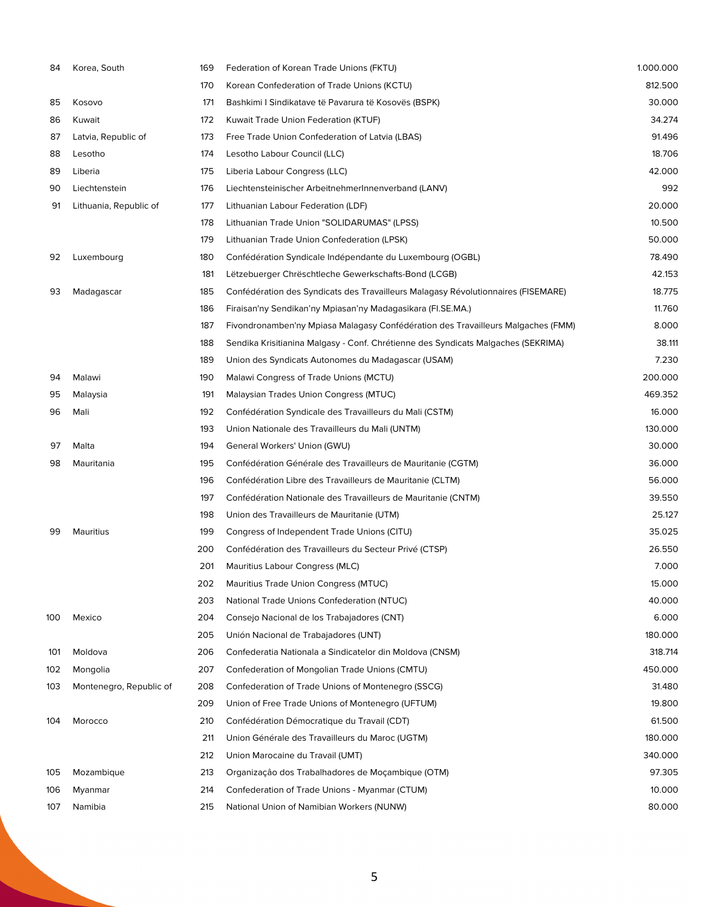| | | | | |
|---|---|---|---|---|
| 84 | Korea, South | 169 | Federation of Korean Trade Unions (FKTU) | 1.000.000 |
| | | 170 | Korean Confederation of Trade Unions (KCTU) | 812.500 |
| 85 | Kosovo | 171 | Bashkimi I Sindikatave të Pavarura të Kosovës (BSPK) | 30.000 |
| 86 | Kuwait | 172 | Kuwait Trade Union Federation (KTUF) | 34.274 |
| 87 | Latvia, Republic of | 173 | Free Trade Union Confederation of Latvia (LBAS) | 91.496 |
| 88 | Lesotho | 174 | Lesotho Labour Council (LLC) | 18.706 |
| 89 | Liberia | 175 | Liberia Labour Congress (LLC) | 42.000 |
| 90 | Liechtenstein | 176 | Liechtensteinischer ArbeitnehmerInnenverband (LANV) | 992 |
| 91 | Lithuania, Republic of | 177 | Lithuanian Labour Federation (LDF) | 20.000 |
| | | 178 | Lithuanian Trade Union "SOLIDARUMAS" (LPSS) | 10.500 |
| | | 179 | Lithuanian Trade Union Confederation (LPSK) | 50.000 |
| 92 | Luxembourg | 180 | Confédération Syndicale Indépendante du Luxembourg (OGBL) | 78.490 |
| | | 181 | Lëtzebuerger Chrëschtleche Gewerkschafts-Bond (LCGB) | 42.153 |
| 93 | Madagascar | 185 | Confédération des Syndicats des Travailleurs Malagasy Révolutionnaires (FISEMARE) | 18.775 |
| | | 186 | Firaisan'ny Sendikan'ny Mpiasan'ny Madagasikara (FI.SE.MA.) | 11.760 |
| | | 187 | Fivondronamben'ny Mpiasa Malagasy Confédération des Travailleurs Malgaches (FMM) | 8.000 |
| | | 188 | Sendika Krisitianina Malgasy - Conf. Chrétienne des Syndicats Malgaches (SEKRIMA) | 38.111 |
| | | 189 | Union des Syndicats Autonomes du Madagascar (USAM) | 7.230 |
| 94 | Malawi | 190 | Malawi Congress of Trade Unions (MCTU) | 200.000 |
| 95 | Malaysia | 191 | Malaysian Trades Union Congress (MTUC) | 469.352 |
| 96 | Mali | 192 | Confédération Syndicale des Travailleurs du Mali (CSTM) | 16.000 |
| | | 193 | Union Nationale des Travailleurs du Mali (UNTM) | 130.000 |
| 97 | Malta | 194 | General Workers' Union (GWU) | 30.000 |
| 98 | Mauritania | 195 | Confédération Générale des Travailleurs de Mauritanie (CGTM) | 36.000 |
| | | 196 | Confédération Libre des Travailleurs de Mauritanie (CLTM) | 56.000 |
| | | 197 | Confédération Nationale des Travailleurs de Mauritanie (CNTM) | 39.550 |
| | | 198 | Union des Travailleurs de Mauritanie (UTM) | 25.127 |
| 99 | Mauritius | 199 | Congress of Independent Trade Unions (CITU) | 35.025 |
| | | 200 | Confédération des Travailleurs du Secteur Privé (CTSP) | 26.550 |
| | | 201 | Mauritius Labour Congress (MLC) | 7.000 |
| | | 202 | Mauritius Trade Union Congress (MTUC) | 15.000 |
| | | 203 | National Trade Unions Confederation (NTUC) | 40.000 |
| 100 | Mexico | 204 | Consejo Nacional de los Trabajadores (CNT) | 6.000 |
| | | 205 | Unión Nacional de Trabajadores (UNT) | 180.000 |
| 101 | Moldova | 206 | Confederatia Nationala a Sindicatelor din Moldova (CNSM) | 318.714 |
| 102 | Mongolia | 207 | Confederation of Mongolian Trade Unions (CMTU) | 450.000 |
| 103 | Montenegro, Republic of | 208 | Confederation of Trade Unions of Montenegro (SSCG) | 31.480 |
| | | 209 | Union of Free Trade Unions of Montenegro (UFTUM) | 19.800 |
| 104 | Morocco | 210 | Confédération Démocratique du Travail (CDT) | 61.500 |
| | | 211 | Union Générale des Travailleurs du Maroc (UGTM) | 180.000 |
| | | 212 | Union Marocaine du Travail (UMT) | 340.000 |
| 105 | Mozambique | 213 | Organização dos Trabalhadores de Moçambique (OTM) | 97.305 |
| 106 | Myanmar | 214 | Confederation of Trade Unions - Myanmar (CTUM) | 10.000 |
| 107 | Namibia | 215 | National Union of Namibian Workers (NUNW) | 80.000 |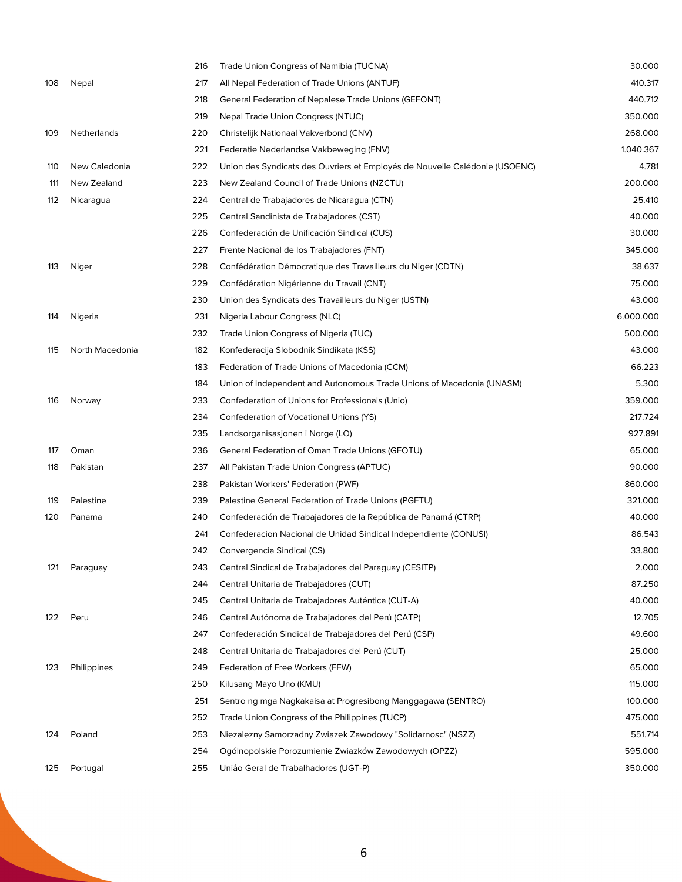| | | | | |
|---|---|---|---|---|
| | | 216 | Trade Union Congress of Namibia (TUCNA) | 30.000 |
| 108 | Nepal | 217 | All Nepal Federation of Trade Unions (ANTUF) | 410.317 |
| | | 218 | General Federation of Nepalese Trade Unions (GEFONT) | 440.712 |
| | | 219 | Nepal Trade Union Congress (NTUC) | 350.000 |
| 109 | Netherlands | 220 | Christelijk Nationaal Vakverbond (CNV) | 268.000 |
| | | 221 | Federatie Nederlandse Vakbeweging (FNV) | 1.040.367 |
| 110 | New Caledonia | 222 | Union des Syndicats des Ouvriers et Employés de Nouvelle Calédonie (USOENC) | 4.781 |
| 111 | New Zealand | 223 | New Zealand Council of Trade Unions (NZCTU) | 200.000 |
| 112 | Nicaragua | 224 | Central de Trabajadores de Nicaragua (CTN) | 25.410 |
| | | 225 | Central Sandinista de Trabajadores (CST) | 40.000 |
| | | 226 | Confederación de Unificación Sindical (CUS) | 30.000 |
| | | 227 | Frente Nacional de los Trabajadores (FNT) | 345.000 |
| 113 | Niger | 228 | Confédération Démocratique des Travailleurs du Niger (CDTN) | 38.637 |
| | | 229 | Confédération Nigérienne du Travail (CNT) | 75.000 |
| | | 230 | Union des Syndicats des Travailleurs du Niger (USTN) | 43.000 |
| 114 | Nigeria | 231 | Nigeria Labour Congress (NLC) | 6.000.000 |
| | | 232 | Trade Union Congress of Nigeria (TUC) | 500.000 |
| 115 | North Macedonia | 182 | Konfederacija Slobodnik Sindikata (KSS) | 43.000 |
| | | 183 | Federation of Trade Unions of Macedonia (CCM) | 66.223 |
| | | 184 | Union of Independent and Autonomous Trade Unions of Macedonia (UNASM) | 5.300 |
| 116 | Norway | 233 | Confederation of Unions for Professionals (Unio) | 359.000 |
| | | 234 | Confederation of Vocational Unions (YS) | 217.724 |
| | | 235 | Landsorganisasjonen i Norge (LO) | 927.891 |
| 117 | Oman | 236 | General Federation of Oman Trade Unions (GFOTU) | 65.000 |
| 118 | Pakistan | 237 | All Pakistan Trade Union Congress (APTUC) | 90.000 |
| | | 238 | Pakistan Workers' Federation (PWF) | 860.000 |
| 119 | Palestine | 239 | Palestine General Federation of Trade Unions (PGFTU) | 321.000 |
| 120 | Panama | 240 | Confederación de Trabajadores de la República de Panamá (CTRP) | 40.000 |
| | | 241 | Confederacion Nacional de Unidad Sindical Independiente (CONUSI) | 86.543 |
| | | 242 | Convergencia Sindical (CS) | 33.800 |
| 121 | Paraguay | 243 | Central Sindical de Trabajadores del Paraguay (CESITP) | 2.000 |
| | | 244 | Central Unitaria de Trabajadores (CUT) | 87.250 |
| | | 245 | Central Unitaria de Trabajadores Auténtica (CUT-A) | 40.000 |
| 122 | Peru | 246 | Central Autónoma de Trabajadores del Perú (CATP) | 12.705 |
| | | 247 | Confederación Sindical de Trabajadores del Perú (CSP) | 49.600 |
| | | 248 | Central Unitaria de Trabajadores del Perú (CUT) | 25.000 |
| 123 | Philippines | 249 | Federation of Free Workers (FFW) | 65.000 |
| | | 250 | Kilusang Mayo Uno (KMU) | 115.000 |
| | | 251 | Sentro ng mga Nagkakaisa at Progresibong Manggagawa (SENTRO) | 100.000 |
| | | 252 | Trade Union Congress of the Philippines (TUCP) | 475.000 |
| 124 | Poland | 253 | Niezalezny Samorzadny Zwiazek Zawodowy "Solidarnosc" (NSZZ) | 551.714 |
| | | 254 | Ogólnopolskie Porozumienie Zwiazków Zawodowych (OPZZ) | 595.000 |
| 125 | Portugal | 255 | Uniâo Geral de Trabalhadores (UGT-P) | 350.000 |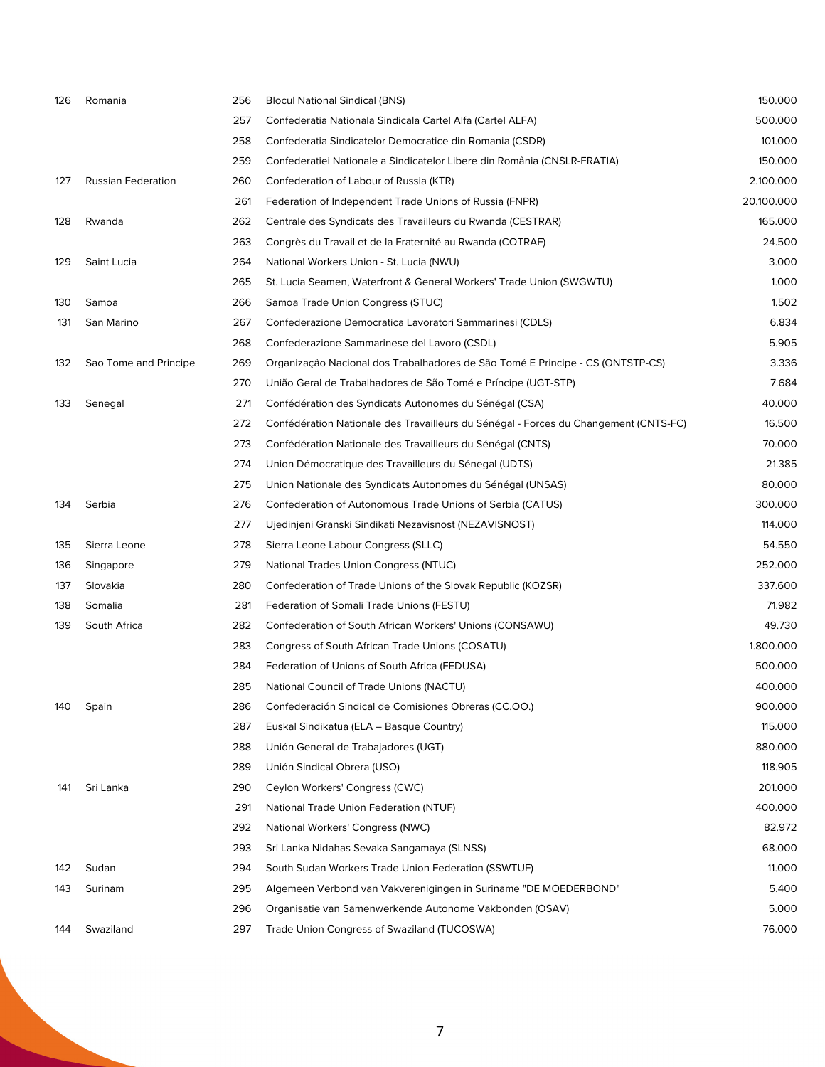| | | | | |
|---|---|---|---|---|
| 126 | Romania | 256 | Blocul National Sindical (BNS) | 150.000 |
| | | 257 | Confederatia Nationala Sindicala Cartel Alfa (Cartel ALFA) | 500.000 |
| | | 258 | Confederatia Sindicatelor Democratice din Romania (CSDR) | 101.000 |
| | | 259 | Confederatiei Nationale a Sindicatelor Libere din România (CNSLR-FRATIA) | 150.000 |
| 127 | Russian Federation | 260 | Confederation of Labour of Russia (KTR) | 2.100.000 |
| | | 261 | Federation of Independent Trade Unions of Russia (FNPR) | 20.100.000 |
| 128 | Rwanda | 262 | Centrale des Syndicats des Travailleurs du Rwanda (CESTRAR) | 165.000 |
| | | 263 | Congrès du Travail et de la Fraternité au Rwanda (COTRAF) | 24.500 |
| 129 | Saint Lucia | 264 | National Workers Union - St. Lucia (NWU) | 3.000 |
| | | 265 | St. Lucia Seamen, Waterfront & General Workers' Trade Union (SWGWTU) | 1.000 |
| 130 | Samoa | 266 | Samoa Trade Union Congress (STUC) | 1.502 |
| 131 | San Marino | 267 | Confederazione Democratica Lavoratori Sammarinesi (CDLS) | 6.834 |
| | | 268 | Confederazione Sammarinese del Lavoro (CSDL) | 5.905 |
| 132 | Sao Tome and Principe | 269 | Organização Nacional dos Trabalhadores de São Tomé E Principe - CS (ONTSTP-CS) | 3.336 |
| | | 270 | União Geral de Trabalhadores de São Tomé e Príncipe (UGT-STP) | 7.684 |
| 133 | Senegal | 271 | Confédération des Syndicats Autonomes du Sénégal (CSA) | 40.000 |
| | | 272 | Confédération Nationale des Travailleurs du Sénégal - Forces du Changement (CNTS-FC) | 16.500 |
| | | 273 | Confédération Nationale des Travailleurs du Sénégal (CNTS) | 70.000 |
| | | 274 | Union Démocratique des Travailleurs du Sénegal (UDTS) | 21.385 |
| | | 275 | Union Nationale des Syndicats Autonomes du Sénégal (UNSAS) | 80.000 |
| 134 | Serbia | 276 | Confederation of Autonomous Trade Unions of Serbia (CATUS) | 300.000 |
| | | 277 | Ujedinjeni Granski Sindikati Nezavisnost (NEZAVISNOST) | 114.000 |
| 135 | Sierra Leone | 278 | Sierra Leone Labour Congress (SLLC) | 54.550 |
| 136 | Singapore | 279 | National Trades Union Congress (NTUC) | 252.000 |
| 137 | Slovakia | 280 | Confederation of Trade Unions of the Slovak Republic (KOZSR) | 337.600 |
| 138 | Somalia | 281 | Federation of Somali Trade Unions (FESTU) | 71.982 |
| 139 | South Africa | 282 | Confederation of South African Workers' Unions (CONSAWU) | 49.730 |
| | | 283 | Congress of South African Trade Unions (COSATU) | 1.800.000 |
| | | 284 | Federation of Unions of South Africa (FEDUSA) | 500.000 |
| | | 285 | National Council of Trade Unions (NACTU) | 400.000 |
| 140 | Spain | 286 | Confederación Sindical de Comisiones Obreras (CC.OO.) | 900.000 |
| | | 287 | Euskal Sindikatua (ELA – Basque Country) | 115.000 |
| | | 288 | Unión General de Trabajadores (UGT) | 880.000 |
| | | 289 | Unión Sindical Obrera (USO) | 118.905 |
| 141 | Sri Lanka | 290 | Ceylon Workers' Congress (CWC) | 201.000 |
| | | 291 | National Trade Union Federation (NTUF) | 400.000 |
| | | 292 | National Workers' Congress (NWC) | 82.972 |
| | | 293 | Sri Lanka Nidahas Sevaka Sangamaya (SLNSS) | 68.000 |
| 142 | Sudan | 294 | South Sudan Workers Trade Union Federation (SSWTUF) | 11.000 |
| 143 | Surinam | 295 | Algemeen Verbond van Vakverenigingen in Suriname "DE MOEDERBOND" | 5.400 |
| | | 296 | Organisatie van Samenwerkende Autonome Vakbonden (OSAV) | 5.000 |
| 144 | Swaziland | 297 | Trade Union Congress of Swaziland (TUCOSWA) | 76.000 |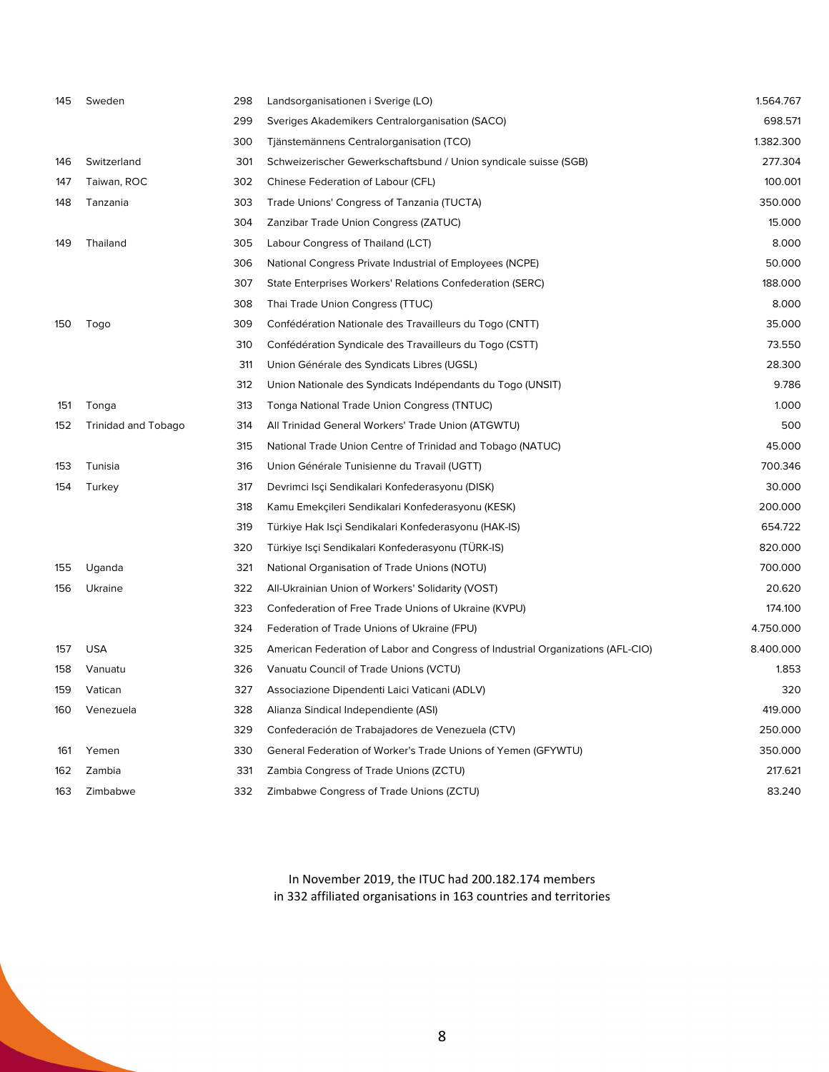| | | | | |
|---|---|---|---|---|
| 145 | Sweden | 298 | Landsorganisationen i Sverige (LO) | 1.564.767 |
| | | 299 | Sveriges Akademikers Centralorganisation (SACO) | 698.571 |
| | | 300 | Tjänstemännens Centralorganisation (TCO) | 1.382.300 |
| 146 | Switzerland | 301 | Schweizerischer Gewerkschaftsbund / Union syndicale suisse (SGB) | 277.304 |
| 147 | Taiwan, ROC | 302 | Chinese Federation of Labour (CFL) | 100.001 |
| 148 | Tanzania | 303 | Trade Unions' Congress of Tanzania (TUCTA) | 350.000 |
| | | 304 | Zanzibar Trade Union Congress (ZATUC) | 15.000 |
| 149 | Thailand | 305 | Labour Congress of Thailand (LCT) | 8.000 |
| | | 306 | National Congress Private Industrial of Employees (NCPE) | 50.000 |
| | | 307 | State Enterprises Workers' Relations Confederation (SERC) | 188.000 |
| | | 308 | Thai Trade Union Congress (TTUC) | 8.000 |
| 150 | Togo | 309 | Confédération Nationale des Travailleurs du Togo (CNTT) | 35.000 |
| | | 310 | Confédération Syndicale des Travailleurs du Togo (CSTT) | 73.550 |
| | | 311 | Union Générale des Syndicats Libres (UGSL) | 28.300 |
| | | 312 | Union Nationale des Syndicats Indépendants du Togo (UNSIT) | 9.786 |
| 151 | Tonga | 313 | Tonga National Trade Union Congress (TNTUC) | 1.000 |
| 152 | Trinidad and Tobago | 314 | All Trinidad General Workers' Trade Union (ATGWTU) | 500 |
| | | 315 | National Trade Union Centre of Trinidad and Tobago (NATUC) | 45.000 |
| 153 | Tunisia | 316 | Union Générale Tunisienne du Travail (UGTT) | 700.346 |
| 154 | Turkey | 317 | Devrimci Isçi Sendikalari Konfederasyonu (DISK) | 30.000 |
| | | 318 | Kamu Emekçileri Sendikalari Konfederasyonu (KESK) | 200.000 |
| | | 319 | Türkiye Hak Isçi Sendikalari Konfederasyonu (HAK-IS) | 654.722 |
| | | 320 | Türkiye Isçi Sendikalari Konfederasyonu (TÜRK-IS) | 820.000 |
| 155 | Uganda | 321 | National Organisation of Trade Unions (NOTU) | 700.000 |
| 156 | Ukraine | 322 | All-Ukrainian Union of Workers' Solidarity (VOST) | 20.620 |
| | | 323 | Confederation of Free Trade Unions of Ukraine (KVPU) | 174.100 |
| | | 324 | Federation of Trade Unions of Ukraine (FPU) | 4.750.000 |
| 157 | USA | 325 | American Federation of Labor and Congress of Industrial Organizations (AFL-CIO) | 8.400.000 |
| 158 | Vanuatu | 326 | Vanuatu Council of Trade Unions (VCTU) | 1.853 |
| 159 | Vatican | 327 | Associazione Dipendenti Laici Vaticani (ADLV) | 320 |
| 160 | Venezuela | 328 | Alianza Sindical Independiente (ASI) | 419.000 |
| | | 329 | Confederación de Trabajadores de Venezuela (CTV) | 250.000 |
| 161 | Yemen | 330 | General Federation of Worker's Trade Unions of Yemen (GFYWTU) | 350.000 |
| 162 | Zambia | 331 | Zambia Congress of Trade Unions (ZCTU) | 217.621 |
| 163 | Zimbabwe | 332 | Zimbabwe Congress of Trade Unions (ZCTU) | 83.240 |

In November 2019, the ITUC had 200.182.174 members
in 332 affiliated organisations in 163 countries and territories